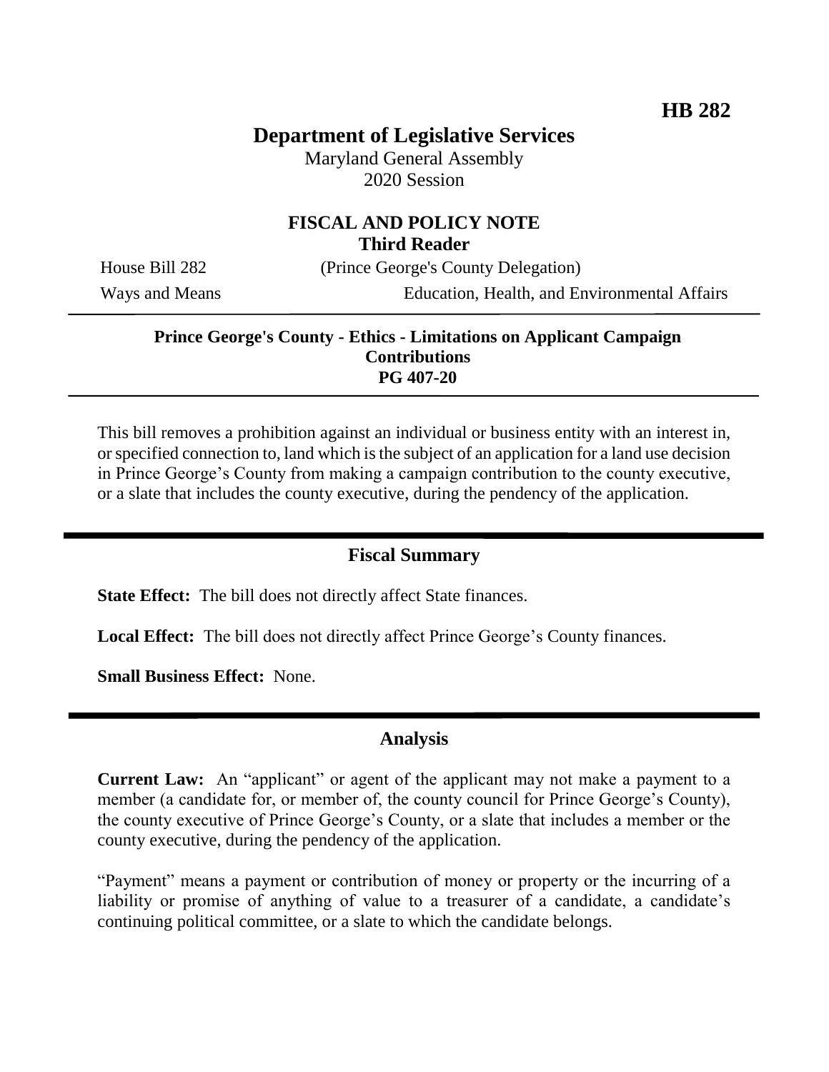**HB 282**

# Department of Legislative Services

Maryland General Assembly
2020 Session

## FISCAL AND POLICY NOTE
**Third Reader**

House Bill 282 (Prince George's County Delegation)
Ways and Means Education, Health, and Environmental Affairs

**Prince George's County - Ethics - Limitations on Applicant Campaign Contributions**
**PG 407-20**

This bill removes a prohibition against an individual or business entity with an interest in, or specified connection to, land which is the subject of an application for a land use decision in Prince George's County from making a campaign contribution to the county executive, or a slate that includes the county executive, during the pendency of the application.

## Fiscal Summary

**State Effect:** The bill does not directly affect State finances.

**Local Effect:** The bill does not directly affect Prince George's County finances.

**Small Business Effect:** None.

## Analysis

**Current Law:** An "applicant" or agent of the applicant may not make a payment to a member (a candidate for, or member of, the county council for Prince George's County), the county executive of Prince George's County, or a slate that includes a member or the county executive, during the pendency of the application.

"Payment" means a payment or contribution of money or property or the incurring of a liability or promise of anything of value to a treasurer of a candidate, a candidate's continuing political committee, or a slate to which the candidate belongs.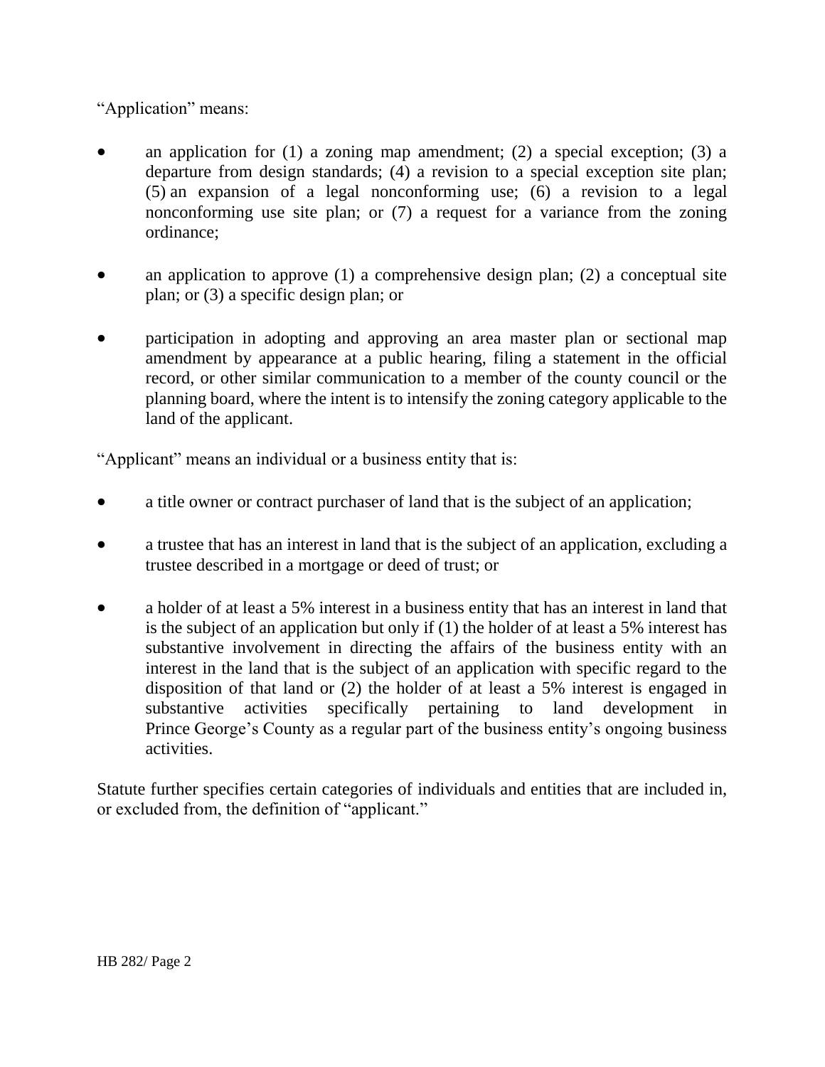"Application" means:

- an application for (1) a zoning map amendment; (2) a special exception; (3) a departure from design standards; (4) a revision to a special exception site plan; (5) an expansion of a legal nonconforming use; (6) a revision to a legal nonconforming use site plan; or (7) a request for a variance from the zoning ordinance;
- an application to approve (1) a comprehensive design plan; (2) a conceptual site plan; or (3) a specific design plan; or
- participation in adopting and approving an area master plan or sectional map amendment by appearance at a public hearing, filing a statement in the official record, or other similar communication to a member of the county council or the planning board, where the intent is to intensify the zoning category applicable to the land of the applicant.

"Applicant" means an individual or a business entity that is:

- a title owner or contract purchaser of land that is the subject of an application;
- a trustee that has an interest in land that is the subject of an application, excluding a trustee described in a mortgage or deed of trust; or
- a holder of at least a 5% interest in a business entity that has an interest in land that is the subject of an application but only if (1) the holder of at least a 5% interest has substantive involvement in directing the affairs of the business entity with an interest in the land that is the subject of an application with specific regard to the disposition of that land or (2) the holder of at least a 5% interest is engaged in substantive activities specifically pertaining to land development in Prince George's County as a regular part of the business entity's ongoing business activities.

Statute further specifies certain categories of individuals and entities that are included in, or excluded from, the definition of "applicant."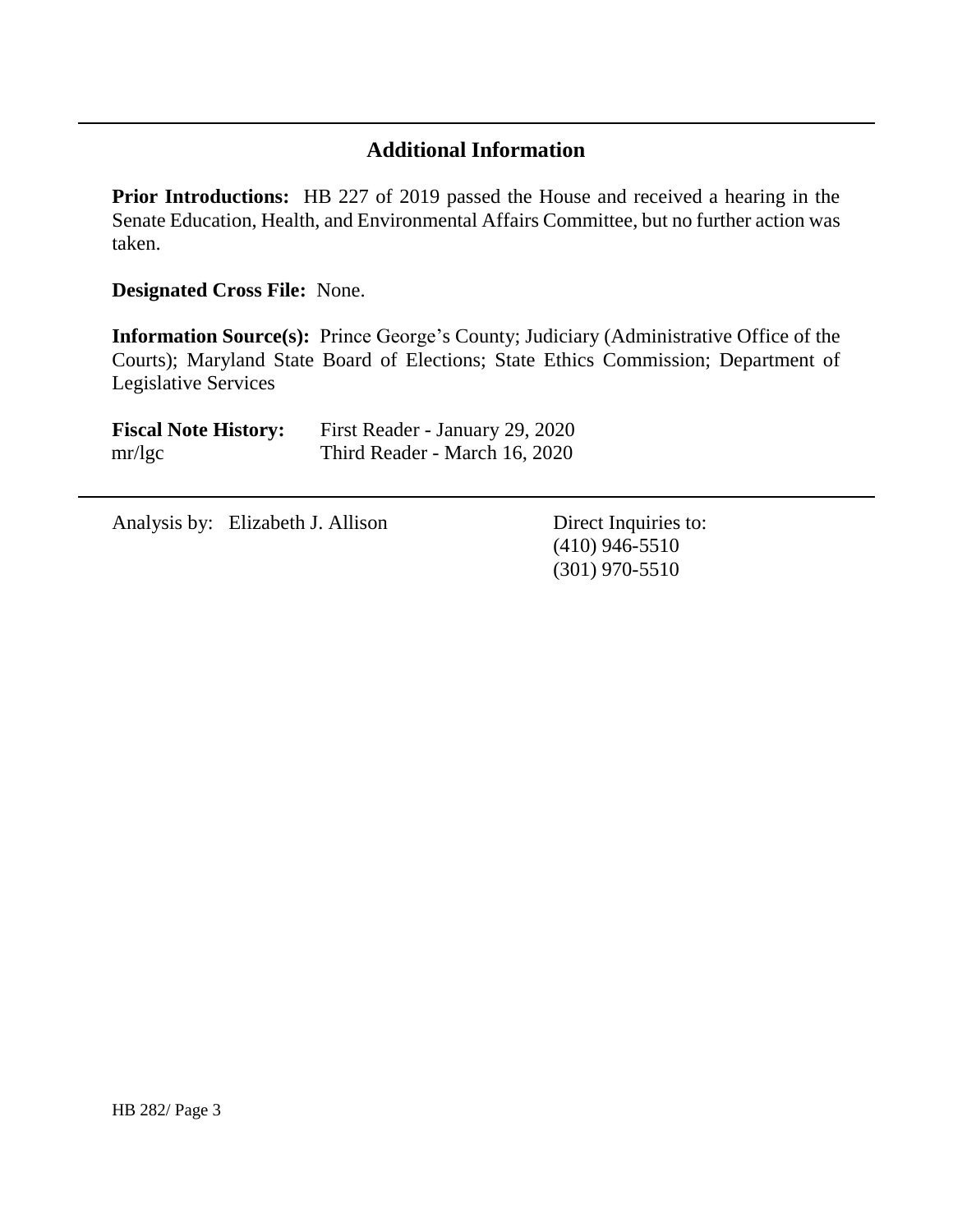## Additional Information

**Prior Introductions:** HB 227 of 2019 passed the House and received a hearing in the Senate Education, Health, and Environmental Affairs Committee, but no further action was taken.

**Designated Cross File:** None.

**Information Source(s):** Prince George's County; Judiciary (Administrative Office of the Courts); Maryland State Board of Elections; State Ethics Commission; Department of Legislative Services

| | |
|---|---|
| **Fiscal Note History:** | First Reader - January 29, 2020 |
| mr/lgc | Third Reader - March 16, 2020 |

Analysis by: Elizabeth J. Allison

Direct Inquiries to:
(410) 946-5510
(301) 970-5510